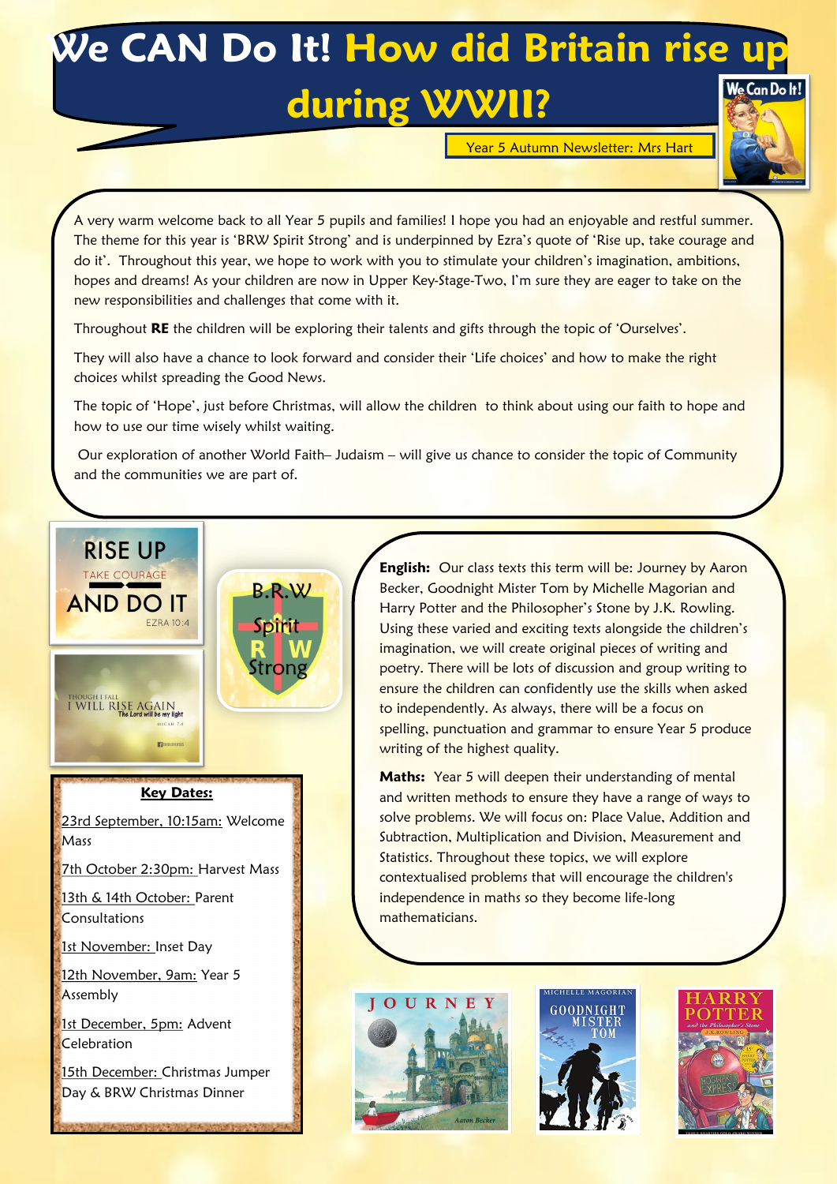# We CAN Do It! How did Britain rise up during WWII?

Year 5 Autumn Newsletter: Mrs Hart

A very warm welcome back to all Year 5 pupils and families! I hope you had an enjoyable and restful summer. The theme for this year is 'BRW Spirit Strong' and is underpinned by Ezra's quote of 'Rise up, take courage and do it'. Throughout this year, we hope to work with you to stimulate your children's imagination, ambitions, hopes and dreams! As your children are now in Upper Key-Stage-Two, I'm sure they are eager to take on the new responsibilities and challenges that come with it.

Throughout **RE** the children will be exploring their talents and gifts through the topic of 'Ourselves'.

They will also have a chance to look forward and consider their 'Life choices' and how to make the right choices whilst spreading the Good News.

The topic of 'Hope', just before Christmas, will allow the children to think about using our faith to hope and how to use our time wisely whilst waiting.

Our exploration of another World Faith– Judaism – will give us chance to consider the topic of Community and the communities we are part of.

**English:** Our class texts this term will be: Journey by Aaron Becker, Goodnight Mister Tom by Michelle Magorian and Harry Potter and the Philosopher's Stone by J.K. Rowling. Using these varied and exciting texts alongside the children's imagination, we will create original pieces of writing and poetry. There will be lots of discussion and group writing to ensure the children can confidently use the skills when asked to independently. As always, there will be a focus on spelling, punctuation and grammar to ensure Year 5 produce writing of the highest quality.

**Maths:** Year 5 will deepen their understanding of mental and written methods to ensure they have a range of ways to solve problems. We will focus on: Place Value, Addition and Subtraction, Multiplication and Division, Measurement and Statistics. Throughout these topics, we will explore contextualised problems that will encourage the children's independence in maths so they become life-long mathematicians.

## Key Dates:

23rd September, 10:15am: Welcome Mass

7th October 2:30pm: Harvest Mass

13th & 14th October: Parent Consultations

1st November: Inset Day

12th November, 9am: Year 5 Assembly

1st December, 5pm: Advent Celebration

15th December: Christmas Jumper Day & BRW Christmas Dinner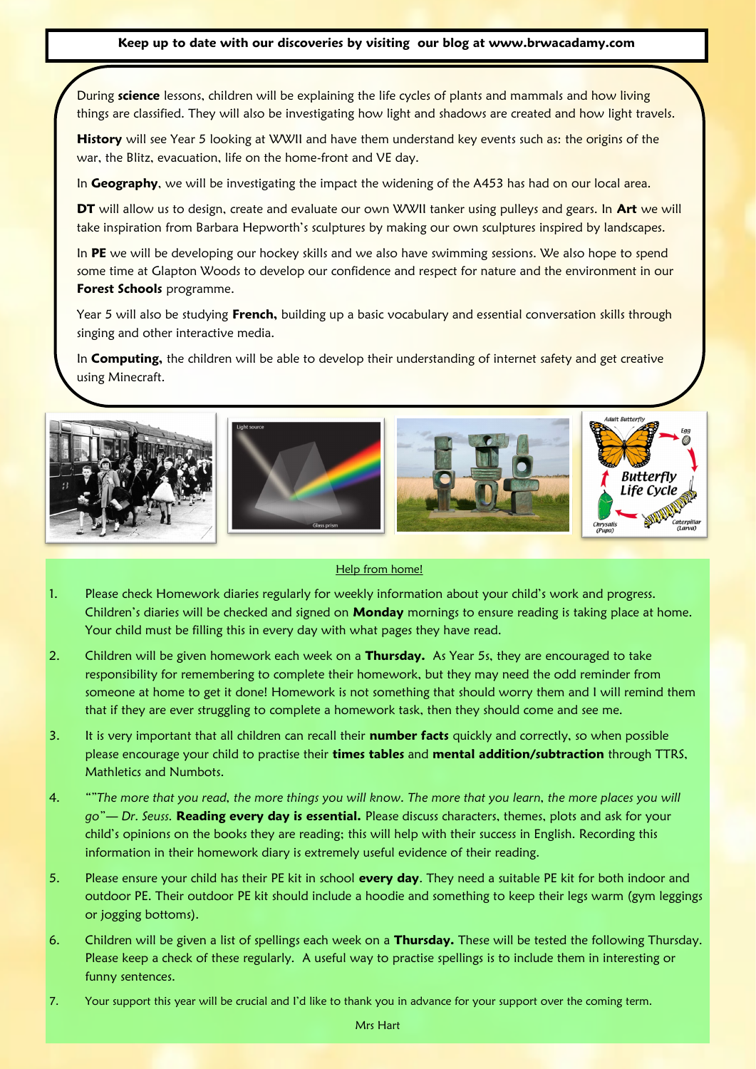**Keep up to date with our discoveries by visiting our blog at www.brwacadamy.com**

During **science** lessons, children will be explaining the life cycles of plants and mammals and how living things are classified. They will also be investigating how light and shadows are created and how light travels.

**History** will see Year 5 looking at WWII and have them understand key events such as: the origins of the war, the Blitz, evacuation, life on the home-front and VE day.

In **Geography**, we will be investigating the impact the widening of the A453 has had on our local area.

**DT** will allow us to design, create and evaluate our own WWII tanker using pulleys and gears. In **Art** we will take inspiration from Barbara Hepworth's sculptures by making our own sculptures inspired by landscapes.

In **PE** we will be developing our hockey skills and we also have swimming sessions. We also hope to spend some time at Glapton Woods to develop our confidence and respect for nature and the environment in our **Forest Schools** programme.

Year 5 will also be studying **French,** building up a basic vocabulary and essential conversation skills through singing and other interactive media.

In **Computing,** the children will be able to develop their understanding of internet safety and get creative using Minecraft.

Light source

Glass prism

Adult Butterfly

Egg

Butterfly Life Cycle

Chrysalis (Pupa)

Caterpillar (Larva)

Help from home!

1. Please check Homework diaries regularly for weekly information about your child's work and progress. Children's diaries will be checked and signed on **Monday** mornings to ensure reading is taking place at home. Your child must be filling this in every day with what pages they have read.
2. Children will be given homework each week on a **Thursday.** As Year 5s, they are encouraged to take responsibility for remembering to complete their homework, but they may need the odd reminder from someone at home to get it done! Homework is not something that should worry them and I will remind them that if they are ever struggling to complete a homework task, then they should come and see me.
3. It is very important that all children can recall their **number facts** quickly and correctly, so when possible please encourage your child to practise their **times tables** and **mental addition/subtraction** through TTRS, Mathletics and Numbots.
4. *""The more that you read, the more things you will know. The more that you learn, the more places you will go"— Dr. Seuss.* **Reading every day is essential.** Please discuss characters, themes, plots and ask for your child's opinions on the books they are reading; this will help with their success in English. Recording this information in their homework diary is extremely useful evidence of their reading.
5. Please ensure your child has their PE kit in school **every day**. They need a suitable PE kit for both indoor and outdoor PE. Their outdoor PE kit should include a hoodie and something to keep their legs warm (gym leggings or jogging bottoms).
6. Children will be given a list of spellings each week on a **Thursday.** These will be tested the following Thursday. Please keep a check of these regularly. A useful way to practise spellings is to include them in interesting or funny sentences.
7. Your support this year will be crucial and I'd like to thank you in advance for your support over the coming term.

Mrs Hart